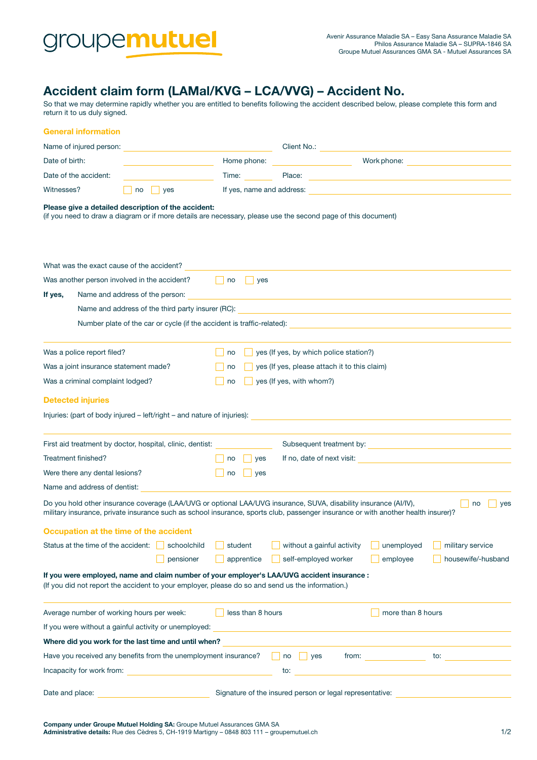groupemutuel

Avenir Assurance Maladie SA – Easy Sana Assurance Maladie SA
Philos Assurance Maladie SA – SUPRA-1846 SA
Groupe Mutuel Assurances GMA SA - Mutuel Assurances SA

# Accident claim form (LAMal/KVG – LCA/VVG) – Accident No.

So that we may determine rapidly whether you are entitled to benefits following the accident described below, please complete this form and return it to us duly signed.

## General information

Name of injured person: ______________________ Client No.: ______________________

Date of birth: ______________ Home phone: ______________ Work phone: ______________

Date of the accident: ______________ Time: ________ Place: ______________________

Witnesses? ☐ no ☐ yes If yes, name and address: ______________________

**Please give a detailed description of the accident:**
(if you need to draw a diagram or if more details are necessary, please use the second page of this document)

What was the exact cause of the accident? ______________________

Was another person involved in the accident? ☐ no ☐ yes

**If yes,** Name and address of the person: ______________________

Name and address of the third party insurer (RC): ______________________

Number plate of the car or cycle (if the accident is traffic-related): ______________________

Was a police report filed? ☐ no ☐ yes (If yes, by which police station?)

Was a joint insurance statement made? ☐ no ☐ yes (If yes, please attach it to this claim)

Was a criminal complaint lodged? ☐ no ☐ yes (If yes, with whom?)

## Detected injuries

Injuries: (part of body injured – left/right – and nature of injuries): ______________________

First aid treatment by doctor, hospital, clinic, dentist: ______________ Subsequent treatment by: ______________

Treatment finished? ☐ no ☐ yes If no, date of next visit: ______________

Were there any dental lesions? ☐ no ☐ yes

Name and address of dentist: ______________________

Do you hold other insurance coverage (LAA/UVG or optional LAA/UVG insurance, SUVA, disability insurance (AI/IV), military insurance, private insurance such as school insurance, sports club, passenger insurance or with another health insurer)? ☐ no ☐ yes

## Occupation at the time of the accident

Status at the time of the accident: ☐ schoolchild ☐ student ☐ without a gainful activity ☐ unemployed ☐ military service ☐ pensioner ☐ apprentice ☐ self-employed worker ☐ employee ☐ housewife/-husband

**If you were employed, name and claim number of your employer's LAA/UVG accident insurance :**
(If you did not report the accident to your employer, please do so and send us the information.)

Average number of working hours per week: ☐ less than 8 hours ☐ more than 8 hours

If you were without a gainful activity or unemployed: ______________________

**Where did you work for the last time and until when?** ______________________

Have you received any benefits from the unemployment insurance? ☐ no ☐ yes from: ______________ to: ______________

Incapacity for work from: ______________ to: ______________

Date and place: ______________ Signature of the insured person or legal representative: ______________

**Company under Groupe Mutuel Holding SA:** Groupe Mutuel Assurances GMA SA
**Administrative details:** Rue des Cèdres 5, CH-1919 Martigny – 0848 803 111 – groupemutuel.ch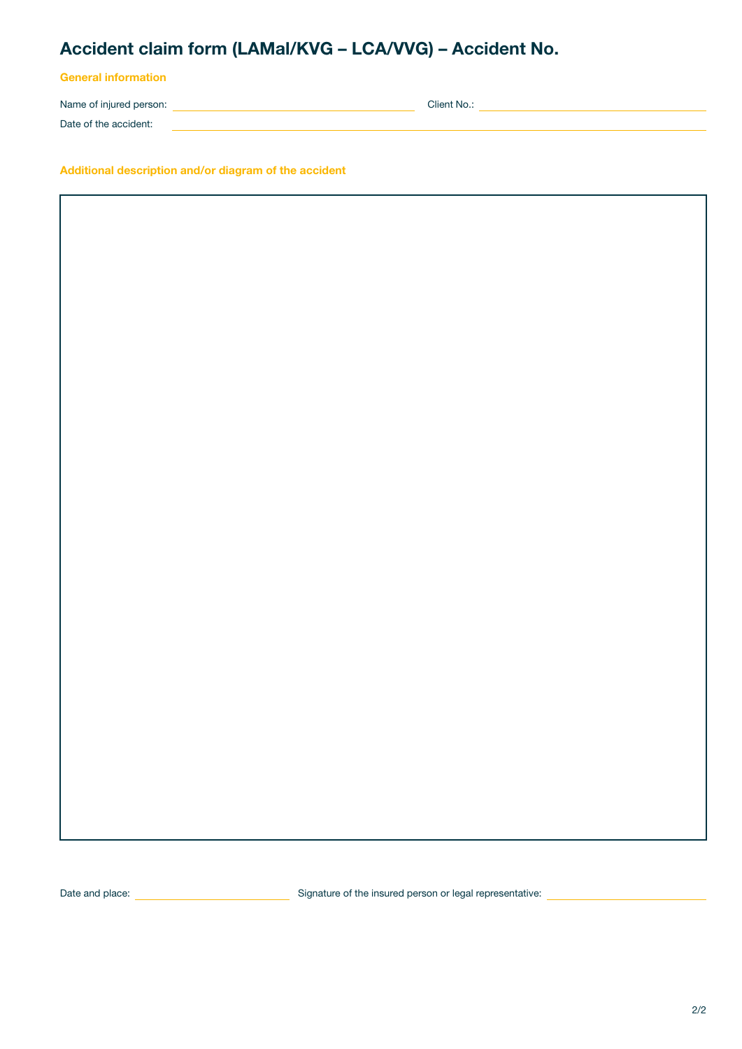# Accident claim form (LAMal/KVG – LCA/VVG) – Accident No.

## General information

Name of injured person: \_\_\_\_\_\_\_\_\_\_\_\_\_\_\_\_ Client No.: \_\_\_\_\_\_\_\_\_\_\_\_\_\_\_\_

Date of the accident: \_\_\_\_\_\_\_\_\_\_\_\_\_\_\_\_

## Additional description and/or diagram of the accident

Date and place: \_\_\_\_\_\_\_\_\_\_\_\_\_\_\_\_ Signature of the insured person or legal representative: \_\_\_\_\_\_\_\_\_\_\_\_\_\_\_\_